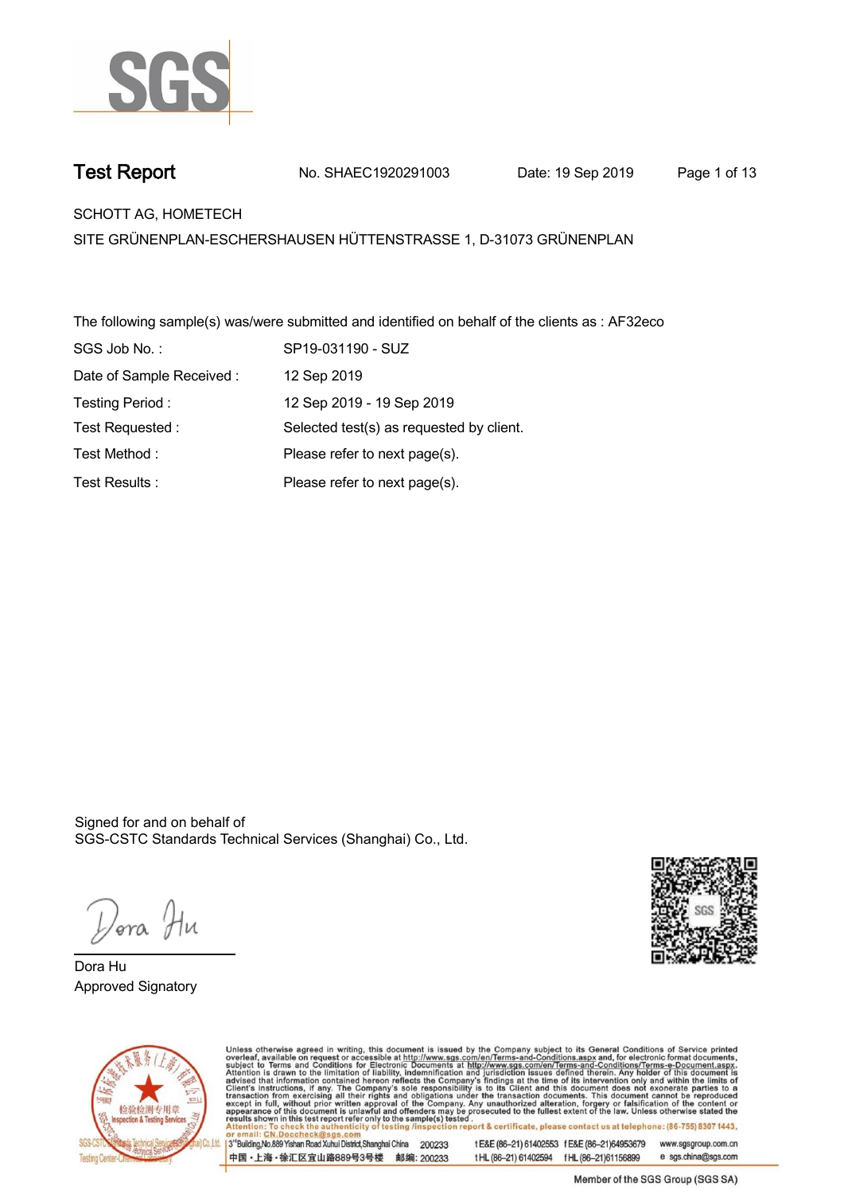# Test Report

No. SHAEC1920291003    Date: 19 Sep 2019

SCHOTT AG, HOMETECH

SITE GRÜNENPLAN-ESCHERSHAUSEN HÜTTENSTRASSE 1, D-31073 GRÜNENPLAN

The following sample(s) was/were submitted and identified on behalf of the clients as : AF32eco

| | |
|---|---|
| SGS Job No. : | SP19-031190 - SUZ |
| Date of Sample Received : | 12 Sep 2019 |
| Testing Period : | 12 Sep 2019 - 19 Sep 2019 |
| Test Requested : | Selected test(s) as requested by client. |
| Test Method : | Please refer to next page(s). |
| Test Results : | Please refer to next page(s). |

Signed for and on behalf of
SGS-CSTC Standards Technical Services (Shanghai) Co., Ltd.

Dora Hu
Approved Signatory

Unless otherwise agreed in writing, this document is issued by the Company subject to its General Conditions of Service printed overleaf, available on request or accessible at http://www.sgs.com/en/Terms-and-Conditions.aspx and, for electronic format documents, subject to Terms and Conditions for Electronic Documents at http://www.sgs.com/en/Terms-and-Conditions/Terms-e-Document.aspx. Attention is drawn to the limitation of liability, indemnification and jurisdiction issues defined therein. Any holder of this document is advised that information contained hereon reflects the Company's findings at the time of its intervention only and within the limits of Client's instructions, if any. The Company's sole responsibility is to its Client and this document does not exonerate parties to a transaction from exercising all their rights and obligations under the transaction documents. This document cannot be reproduced except in full, without prior written approval of the Company. Any unauthorized alteration, forgery or falsification of the content or appearance of this document is unlawful and offenders may be prosecuted to the fullest extent of the law. Unless otherwise stated the results shown in this test report refer only to the sample(s) tested.

Attention: To check the authenticity of testing /inspection report & certificate, please contact us at telephone: (86-755) 8307 1443, or email: CN.Doccheck@sgs.com

3rd Building,No.889 Yishan Road Xuhui District,Shanghai China 200233 t E&E (86–21) 61402553 f E&E (86–21)64953679 www.sgsgroup.com.cn

中国・上海・徐汇区宜山路889号3号楼 邮编: 200233 t HL (86–21) 61402594 f HL (86–21)61156899 e sgs.china@sgs.com

Member of the SGS Group (SGS SA)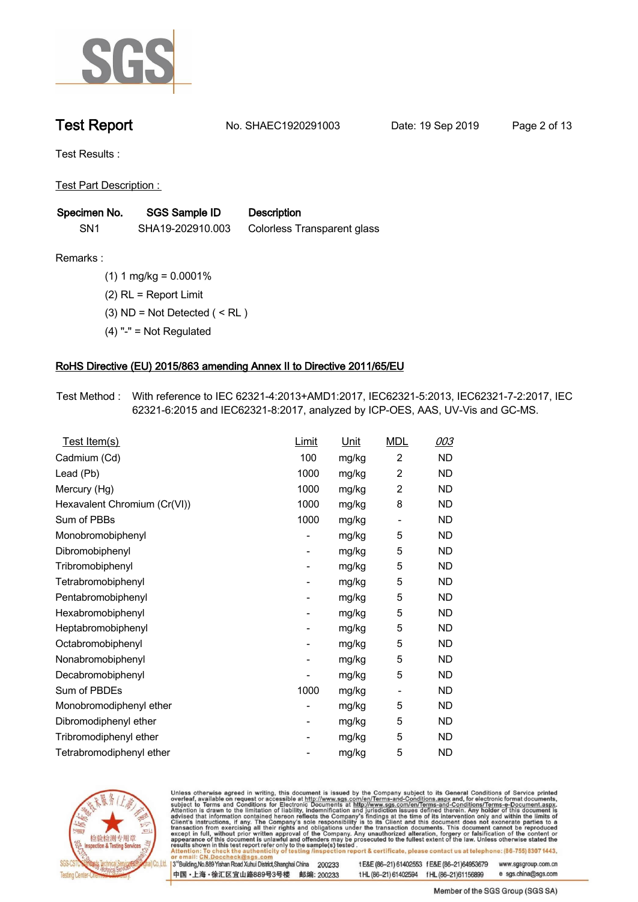# Test Report

No. SHAEC1920291003 Date: 19 Sep 2019

Test Results :

Test Part Description :

| Specimen No. | SGS Sample ID | Description |
|---|---|---|
| SN1 | SHA19-202910.003 | Colorless Transparent glass |

Remarks :

(1) 1 mg/kg = 0.0001%

(2) RL = Report Limit

(3) ND = Not Detected ( < RL )

(4) "-" = Not Regulated

## RoHS Directive (EU) 2015/863 amending Annex II to Directive 2011/65/EU

Test Method : With reference to IEC 62321-4:2013+AMD1:2017, IEC62321-5:2013, IEC62321-7-2:2017, IEC 62321-6:2015 and IEC62321-8:2017, analyzed by ICP-OES, AAS, UV-Vis and GC-MS.

| Test Item(s) | Limit | Unit | MDL | 003 |
|---|---|---|---|---|
| Cadmium (Cd) | 100 | mg/kg | 2 | ND |
| Lead (Pb) | 1000 | mg/kg | 2 | ND |
| Mercury (Hg) | 1000 | mg/kg | 2 | ND |
| Hexavalent Chromium (Cr(VI)) | 1000 | mg/kg | 8 | ND |
| Sum of PBBs | 1000 | mg/kg | - | ND |
| Monobromobiphenyl | - | mg/kg | 5 | ND |
| Dibromobiphenyl | - | mg/kg | 5 | ND |
| Tribromobiphenyl | - | mg/kg | 5 | ND |
| Tetrabromobiphenyl | - | mg/kg | 5 | ND |
| Pentabromobiphenyl | - | mg/kg | 5 | ND |
| Hexabromobiphenyl | - | mg/kg | 5 | ND |
| Heptabromobiphenyl | - | mg/kg | 5 | ND |
| Octabromobiphenyl | - | mg/kg | 5 | ND |
| Nonabromobiphenyl | - | mg/kg | 5 | ND |
| Decabromobiphenyl | - | mg/kg | 5 | ND |
| Sum of PBDEs | 1000 | mg/kg | - | ND |
| Monobromodiphenyl ether | - | mg/kg | 5 | ND |
| Dibromodiphenyl ether | - | mg/kg | 5 | ND |
| Tribromodiphenyl ether | - | mg/kg | 5 | ND |
| Tetrabromodiphenyl ether | - | mg/kg | 5 | ND |

Unless otherwise agreed in writing, this document is issued by the Company subject to its General Conditions of Service printed overleaf, available on request or accessible at http://www.sgs.com/en/Terms-and-Conditions.aspx and, for electronic format documents, subject to Terms and Conditions for Electronic Documents at http://www.sgs.com/en/Terms-and-Conditions/Terms-e-Document.aspx. Attention is drawn to the limitation of liability, indemnification and jurisdiction issues defined therein. Any holder of this document is advised that information contained hereon reflects the Company's findings at the time of its intervention only and within the limits of Client's instructions, if any. The Company's sole responsibility is to its Client and this document does not exonerate parties to a transaction from exercising all their rights and obligations under the transaction documents. This document cannot be reproduced except in full, without prior written approval of the Company. Any unauthorized alteration, forgery or falsification of the content or appearance of this document is unlawful and offenders may be prosecuted to the fullest extent of the law. Unless otherwise stated the results shown in this test report refer only to the sample(s) tested.
Attention: To check the authenticity of testing /inspection report & certificate, please contact us at telephone: (86-755) 8307 1443, or email: CN.Doccheck@sgs.com

3rd Building,No.889 Yishan Road Xuhui District,Shanghai China 200233 t E&E (86–21) 61402553 f E&E (86–21)64953679 www.sgsgroup.com.cn
中国・上海・徐汇区宜山路889号3号楼 邮编: 200233 t HL (86–21) 61402594 f HL (86–21)61156899 e sgs.china@sgs.com

Member of the SGS Group (SGS SA)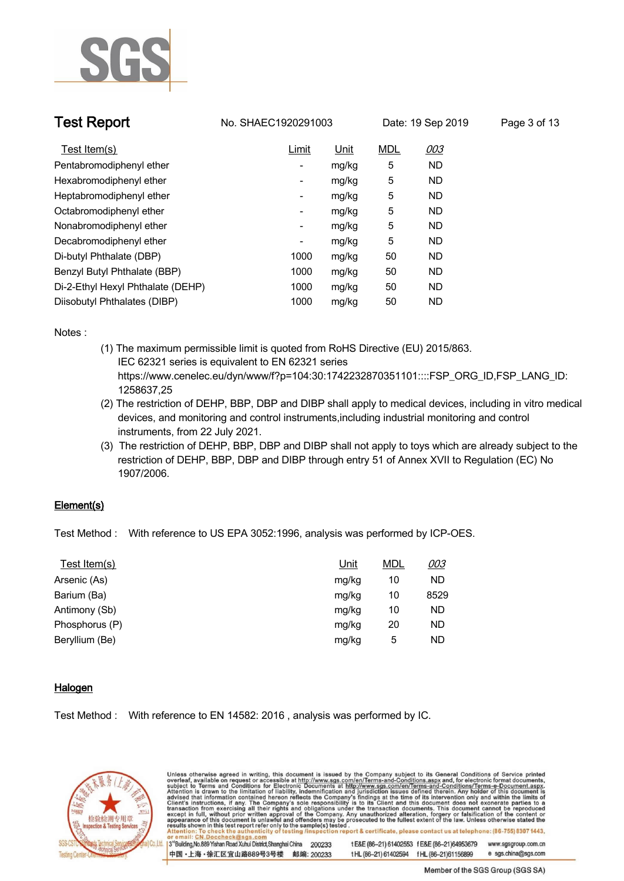| Test Item(s) | Limit | Unit | MDL | 003 |
|---|---|---|---|---|
| Pentabromodiphenyl ether | - | mg/kg | 5 | ND |
| Hexabromodiphenyl ether | - | mg/kg | 5 | ND |
| Heptabromodiphenyl ether | - | mg/kg | 5 | ND |
| Octabromodiphenyl ether | - | mg/kg | 5 | ND |
| Nonabromodiphenyl ether | - | mg/kg | 5 | ND |
| Decabromodiphenyl ether | - | mg/kg | 5 | ND |
| Di-butyl Phthalate (DBP) | 1000 | mg/kg | 50 | ND |
| Benzyl Butyl Phthalate (BBP) | 1000 | mg/kg | 50 | ND |
| Di-2-Ethyl Hexyl Phthalate (DEHP) | 1000 | mg/kg | 50 | ND |
| Diisobutyl Phthalates (DIBP) | 1000 | mg/kg | 50 | ND |

Notes :

(1) The maximum permissible limit is quoted from RoHS Directive (EU) 2015/863.
IEC 62321 series is equivalent to EN 62321 series
https://www.cenelec.eu/dyn/www/f?p=104:30:1742232870351101::::FSP_ORG_ID,FSP_LANG_ID:1258637,25

(2) The restriction of DEHP, BBP, DBP and DIBP shall apply to medical devices, including in vitro medical devices, and monitoring and control instruments,including industrial monitoring and control instruments, from 22 July 2021.

(3) The restriction of DEHP, BBP, DBP and DIBP shall not apply to toys which are already subject to the restriction of DEHP, BBP, DBP and DIBP through entry 51 of Annex XVII to Regulation (EC) No 1907/2006.

## Element(s)

Test Method : With reference to US EPA 3052:1996, analysis was performed by ICP-OES.

| Test Item(s) | Unit | MDL | 003 |
|---|---|---|---|
| Arsenic (As) | mg/kg | 10 | ND |
| Barium (Ba) | mg/kg | 10 | 8529 |
| Antimony (Sb) | mg/kg | 10 | ND |
| Phosphorus (P) | mg/kg | 20 | ND |
| Beryllium (Be) | mg/kg | 5 | ND |

## Halogen

Test Method : With reference to EN 14582: 2016 , analysis was performed by IC.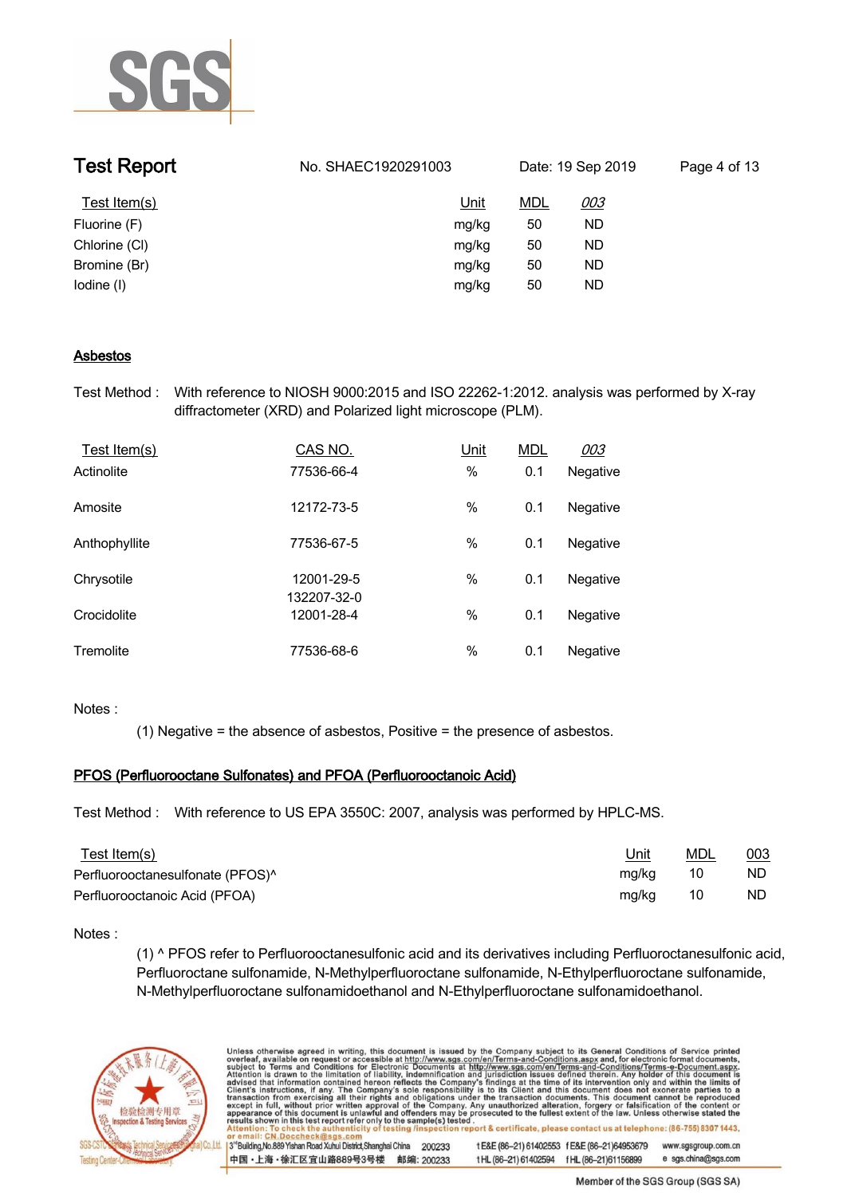| Test Item(s) | Unit | MDL | 003 |
|---|---|---|---|
| Fluorine (F) | mg/kg | 50 | ND |
| Chlorine (Cl) | mg/kg | 50 | ND |
| Bromine (Br) | mg/kg | 50 | ND |
| Iodine (I) | mg/kg | 50 | ND |

## Asbestos

Test Method : With reference to NIOSH 9000:2015 and ISO 22262-1:2012. analysis was performed by X-ray diffractometer (XRD) and Polarized light microscope (PLM).

| Test Item(s) | CAS NO. | Unit | MDL | 003 |
|---|---|---|---|---|
| Actinolite | 77536-66-4 | % | 0.1 | Negative |
| Amosite | 12172-73-5 | % | 0.1 | Negative |
| Anthophyllite | 77536-67-5 | % | 0.1 | Negative |
| Chrysotile | 12001-29-5<br>132207-32-0 | % | 0.1 | Negative |
| Crocidolite | 12001-28-4 | % | 0.1 | Negative |
| Tremolite | 77536-68-6 | % | 0.1 | Negative |

Notes :

(1) Negative = the absence of asbestos, Positive = the presence of asbestos.

## PFOS (Perfluorooctane Sulfonates) and PFOA (Perfluorooctanoic Acid)

Test Method : With reference to US EPA 3550C: 2007, analysis was performed by HPLC-MS.

| Test Item(s) | Unit | MDL | 003 |
|---|---|---|---|
| Perfluorooctanesulfonate (PFOS)^ | mg/kg | 10 | ND |
| Perfluorooctanoic Acid (PFOA) | mg/kg | 10 | ND |

Notes :

(1) ^ PFOS refer to Perfluorooctanesulfonic acid and its derivatives including Perfluoroctanesulfonic acid, Perfluoroctane sulfonamide, N-Methylperfluoroctane sulfonamide, N-Ethylperfluoroctane sulfonamide, N-Methylperfluoroctane sulfonamidoethanol and N-Ethylperfluoroctane sulfonamidoethanol.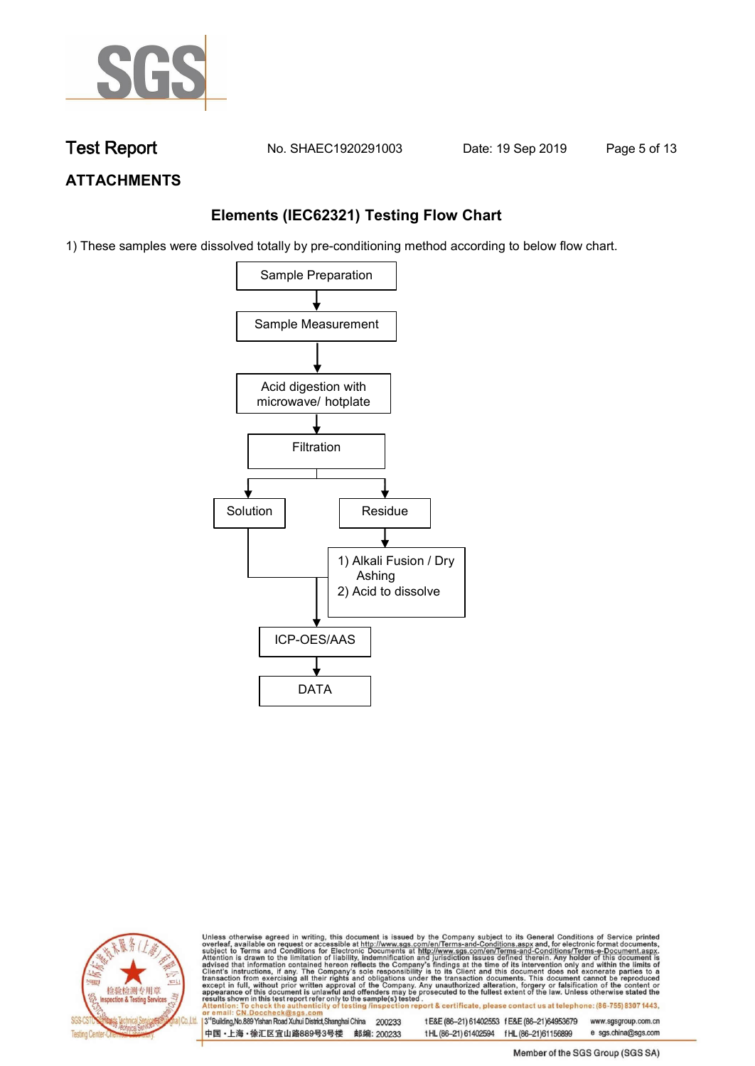## ATTACHMENTS

### Elements (IEC62321) Testing Flow Chart

1) These samples were dissolved totally by pre-conditioning method according to below flow chart.

Sample Preparation
↓
Sample Measurement
↓
Acid digestion with microwave/ hotplate
↓
Filtration
↓ ↓
Solution | Residue
Residue → 1) Alkali Fusion / Dry Ashing 2) Acid to dissolve
Solution and dissolved residue ↓
ICP-OES/AAS
↓
DATA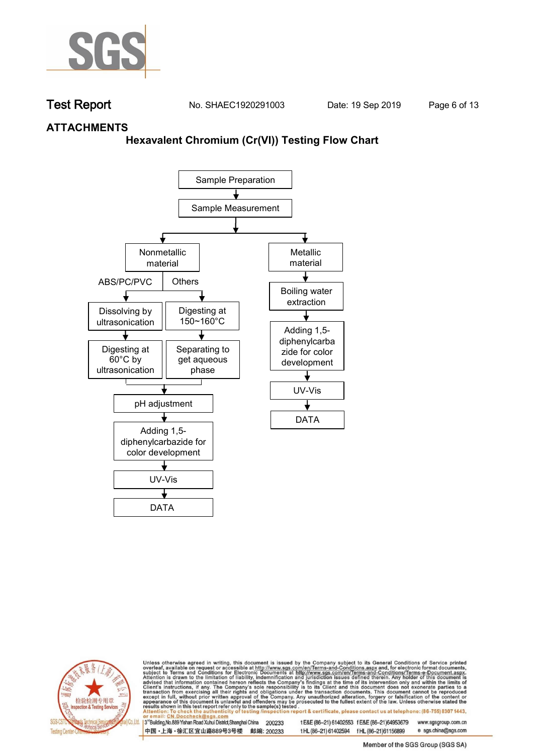## ATTACHMENTS

### Hexavalent Chromium (Cr(VI)) Testing Flow Chart

Sample Preparation

↓

Sample Measurement

↓

**Nonmetallic material**

- ABS/PC/PVC
  - Dissolving by ultrasonication
  - ↓
  - Digesting at 60°C by ultrasonication
- Others
  - Digesting at 150~160°C
  - ↓
  - Separating to get aqueous phase

↓

pH adjustment

↓

Adding 1,5-diphenylcarbazide for color development

↓

UV-Vis

↓

DATA

**Metallic material**

↓

Boiling water extraction

↓

Adding 1,5-diphenylcarbazide for color development

↓

UV-Vis

↓

DATA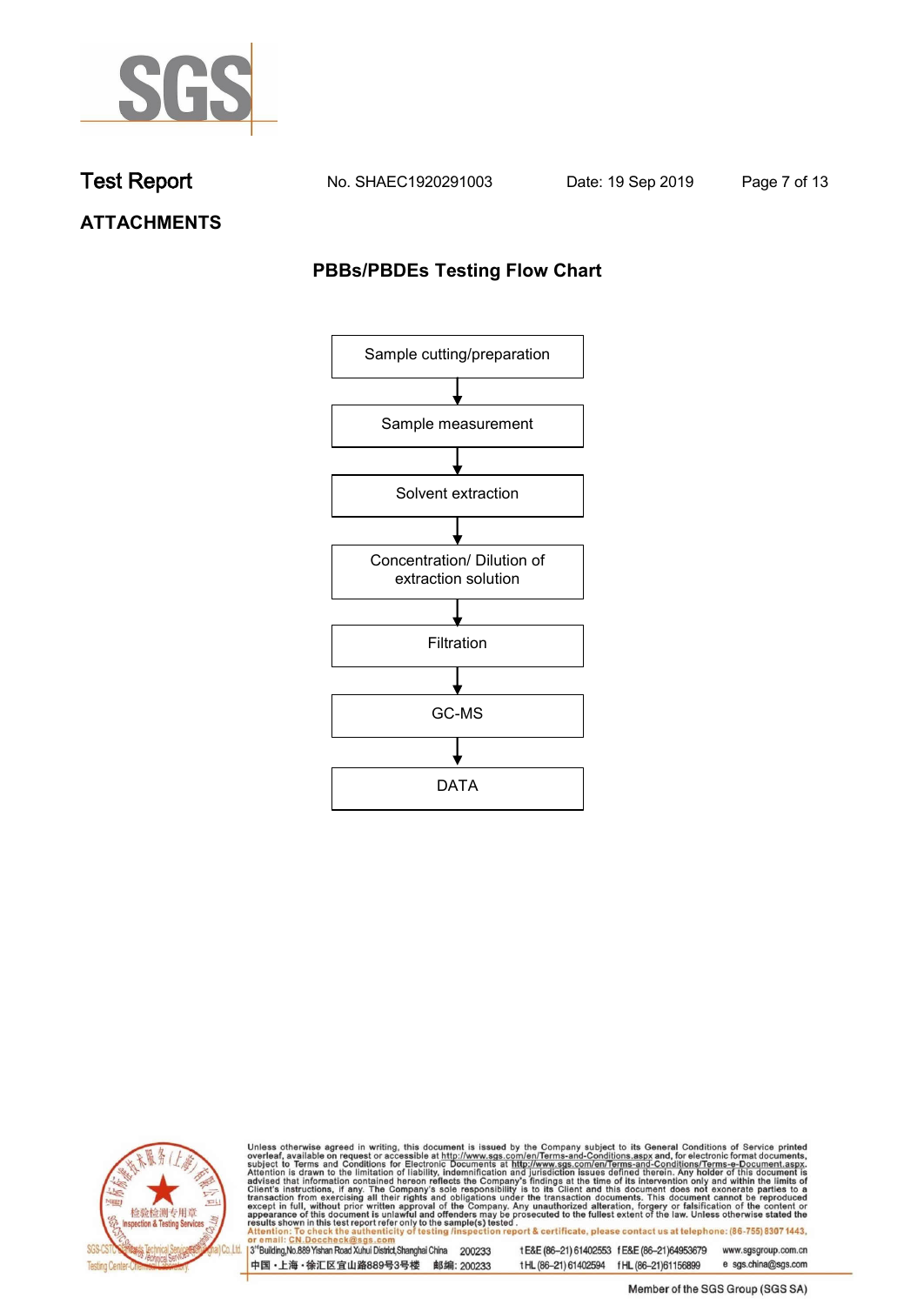## ATTACHMENTS

### PBBs/PBDEs Testing Flow Chart

Sample cutting/preparation

↓

Sample measurement

↓

Solvent extraction

↓

Concentration/ Dilution of extraction solution

↓

Filtration

↓

GC-MS

↓

DATA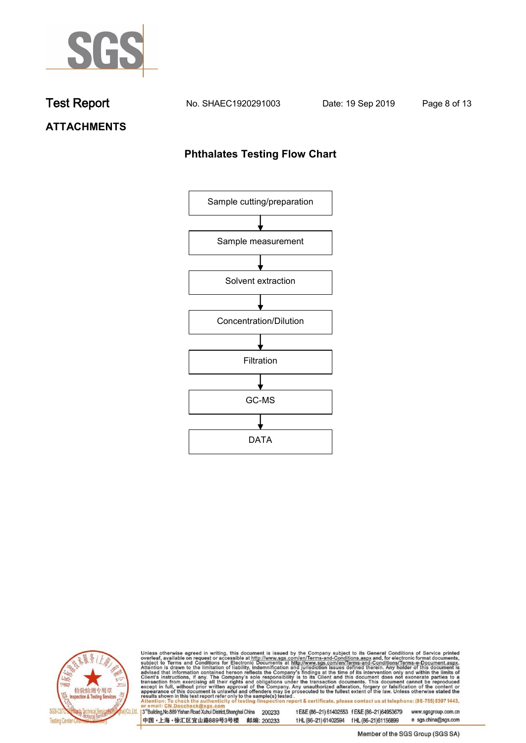## ATTACHMENTS

### Phthalates Testing Flow Chart

Sample cutting/preparation

↓

Sample measurement

↓

Solvent extraction

↓

Concentration/Dilution

↓

Filtration

↓

GC-MS

↓

DATA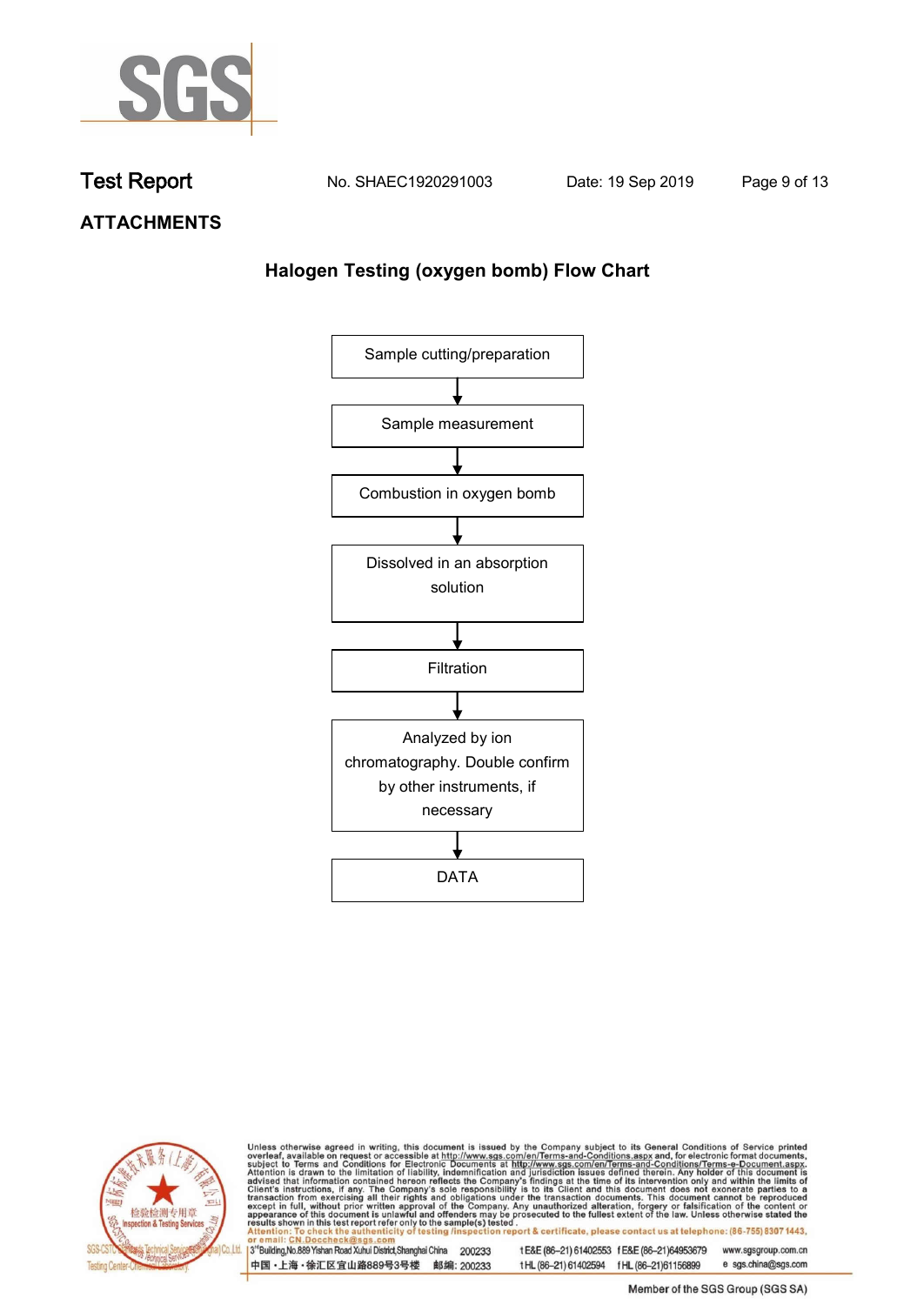Test Report No. SHAEC1920291003 Date: 19 Sep 2019

**ATTACHMENTS**

## Halogen Testing (oxygen bomb) Flow Chart

Sample cutting/preparation

↓

Sample measurement

↓

Combustion in oxygen bomb

↓

Dissolved in an absorption solution

↓

Filtration

↓

Analyzed by ion chromatography. Double confirm by other instruments, if necessary

↓

DATA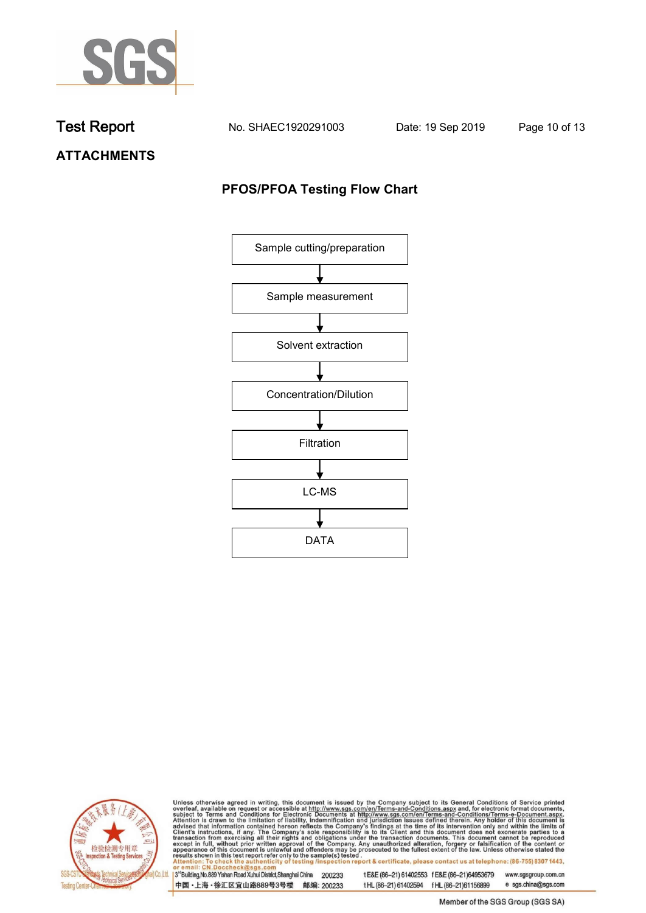## ATTACHMENTS

### PFOS/PFOA Testing Flow Chart

Sample cutting/preparation

↓

Sample measurement

↓

Solvent extraction

↓

Concentration/Dilution

↓

Filtration

↓

LC-MS

↓

DATA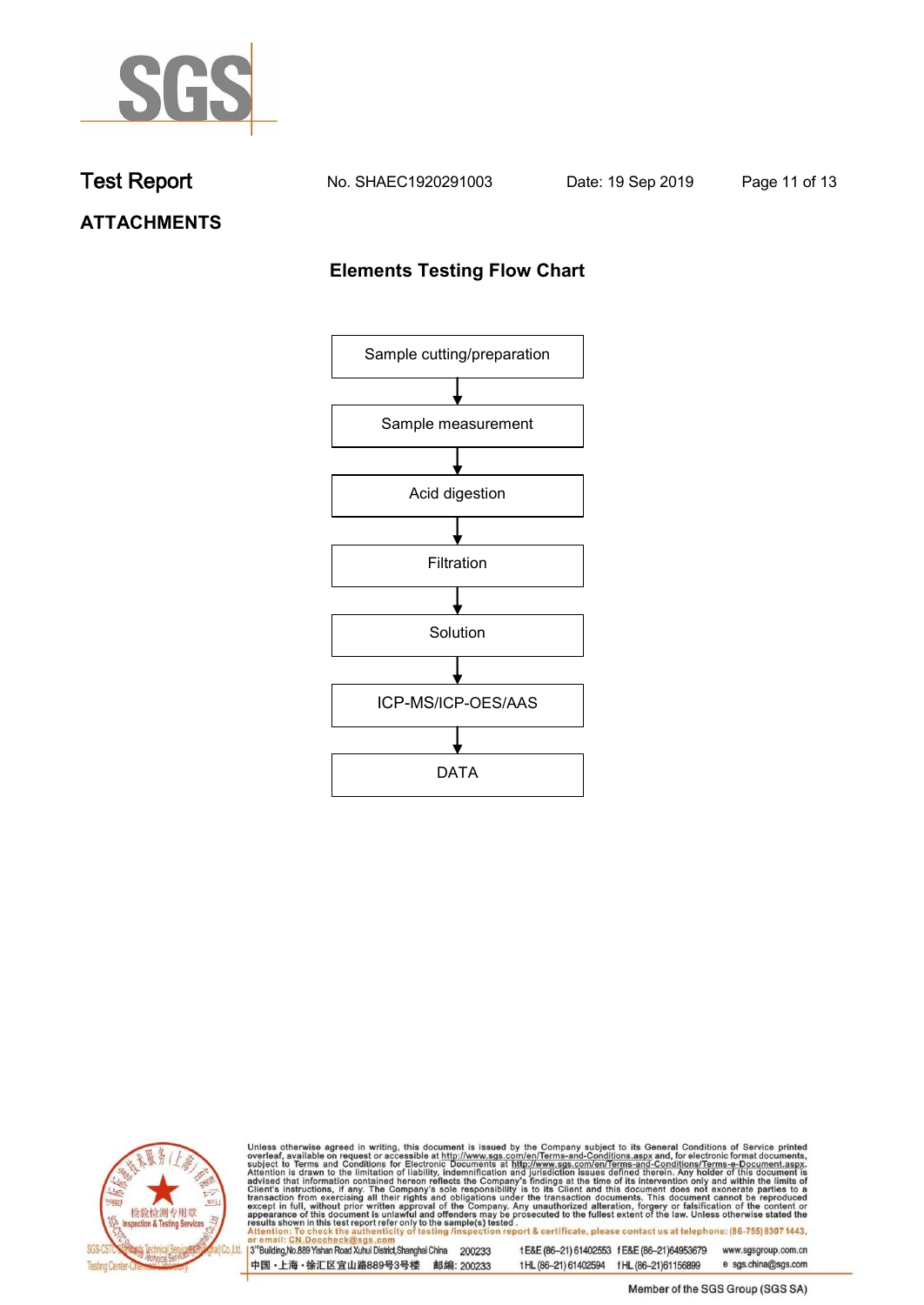# Test Report

No. SHAEC1920291003 Date: 19 Sep 2019

**ATTACHMENTS**

## Elements Testing Flow Chart

Sample cutting/preparation

↓

Sample measurement

↓

Acid digestion

↓

Filtration

↓

Solution

↓

ICP-MS/ICP-OES/AAS

↓

DATA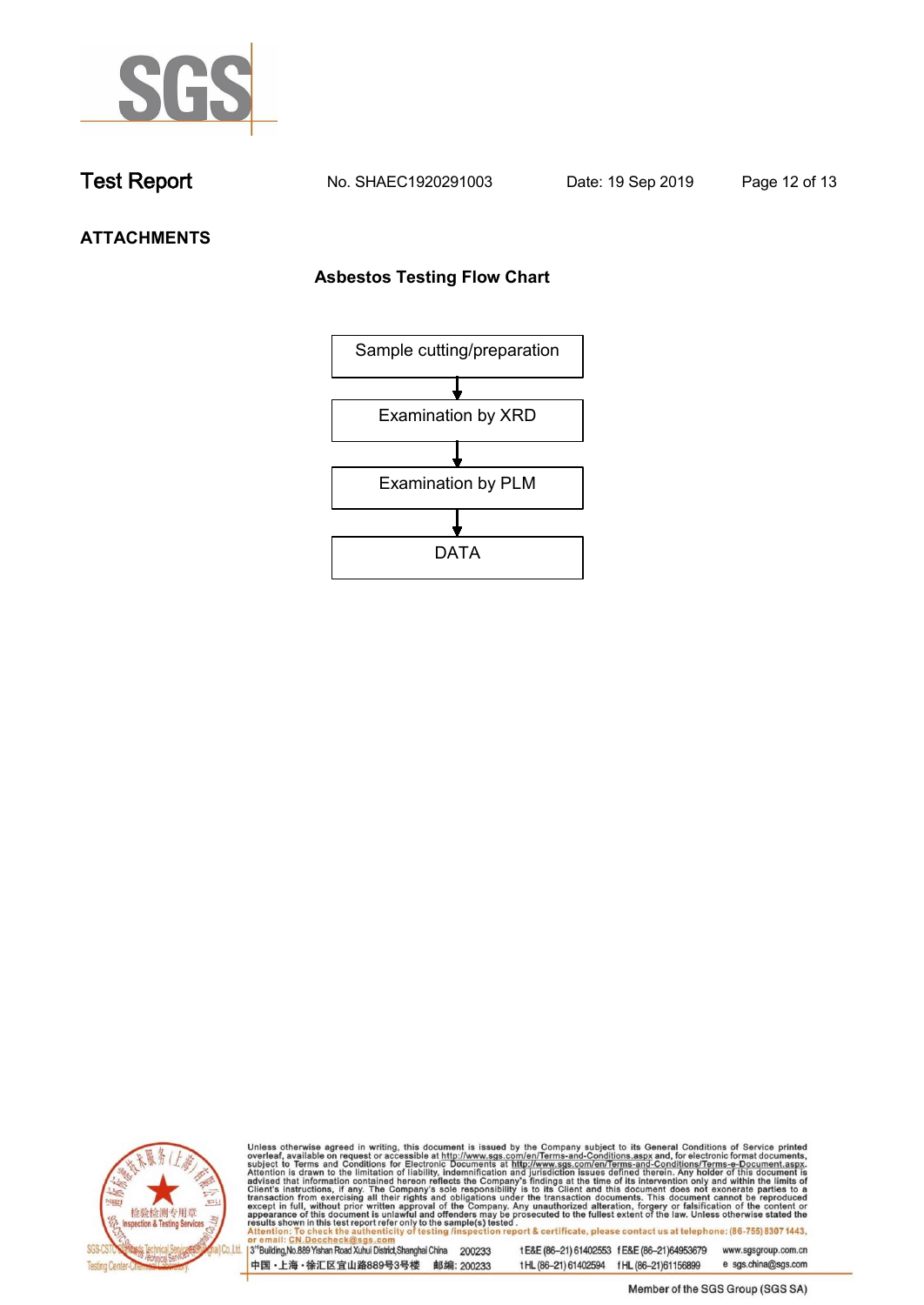## ATTACHMENTS

### Asbestos Testing Flow Chart

Sample cutting/preparation

↓

Examination by XRD

↓

Examination by PLM

↓

DATA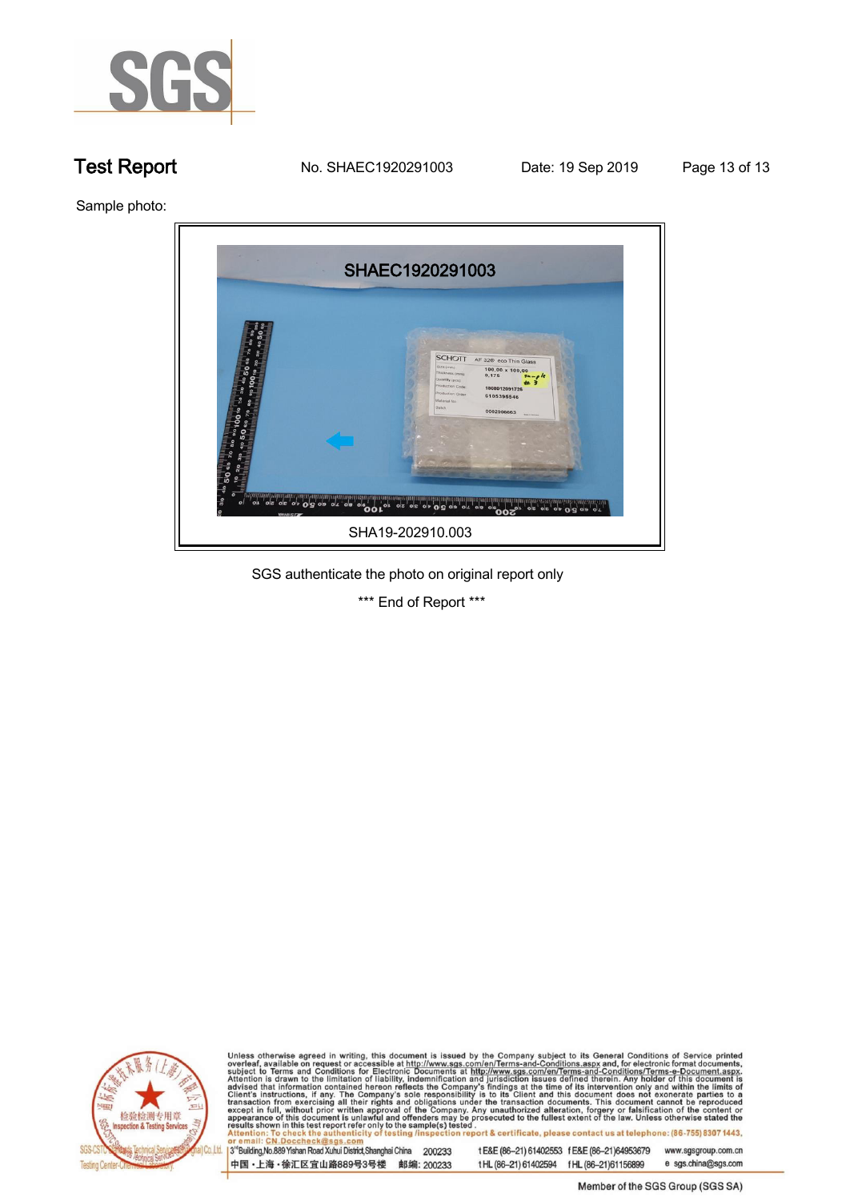**Test Report** No. SHAEC1920291003 Date: 19 Sep 2019

Sample photo:

SHAEC1920291003

SHA19-202910.003

SGS authenticate the photo on original report only

\*\*\* End of Report \*\*\*

Unless otherwise agreed in writing, this document is issued by the Company subject to its General Conditions of Service printed overleaf, available on request or accessible at http://www.sgs.com/en/Terms-and-Conditions.aspx and, for electronic format documents, subject to Terms and Conditions for Electronic Documents at http://www.sgs.com/en/Terms-and-Conditions/Terms-e-Document.aspx. Attention is drawn to the limitation of liability, indemnification and jurisdiction issues defined therein. Any holder of this document is advised that information contained hereon reflects the Company's findings at the time of its intervention only and within the limits of Client's instructions, if any. The Company's sole responsibility is to its Client and this document does not exonerate parties to a transaction from exercising all their rights and obligations under the transaction documents. This document cannot be reproduced except in full, without prior written approval of the Company. Any unauthorized alteration, forgery or falsification of the content or appearance of this document is unlawful and offenders may be prosecuted to the fullest extent of the law. Unless otherwise stated the results shown in this test report refer only to the sample(s) tested.
Attention: To check the authenticity of testing /inspection report & certificate, please contact us at telephone: (86-755) 8307 1443, or email: CN.Doccheck@sgs.com

3rd Building, No.889 Yishan Road Xuhui District, Shanghai China 200233 t E&E (86–21) 61402553 f E&E (86–21)64953679 www.sgsgroup.com.cn
中国・上海・徐汇区宜山路889号3号楼 邮编: 200233 t HL (86–21) 61402594 f HL (86–21)61156899 e sgs.china@sgs.com

Member of the SGS Group (SGS SA)